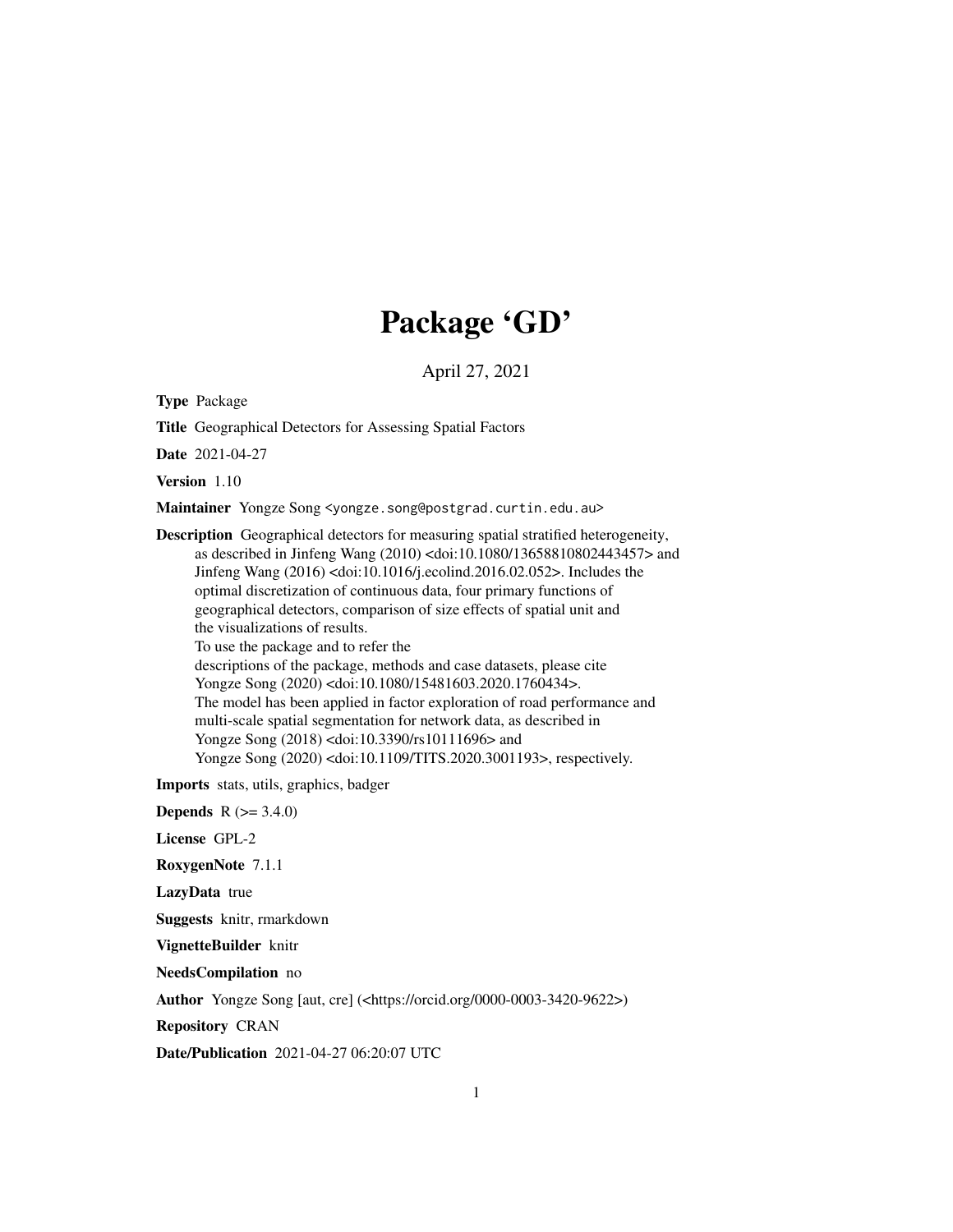# Package 'GD'

April 27, 2021

**Type** Package

**Title** Geographical Detectors for Assessing Spatial Factors

**Date** 2021-04-27

**Version** 1.10

**Maintainer** Yongze Song <yongze.song@postgrad.curtin.edu.au>

**Description** Geographical detectors for measuring spatial stratified heterogeneity, as described in Jinfeng Wang (2010) <doi:10.1080/13658810802443457> and Jinfeng Wang (2016) <doi:10.1016/j.ecolind.2016.02.052>. Includes the optimal discretization of continuous data, four primary functions of geographical detectors, comparison of size effects of spatial unit and the visualizations of results.
To use the package and to refer the descriptions of the package, methods and case datasets, please cite Yongze Song (2020) <doi:10.1080/15481603.2020.1760434>.
The model has been applied in factor exploration of road performance and multi-scale spatial segmentation for network data, as described in Yongze Song (2018) <doi:10.3390/rs10111696> and Yongze Song (2020) <doi:10.1109/TITS.2020.3001193>, respectively.

**Imports** stats, utils, graphics, badger

**Depends** R (>= 3.4.0)

**License** GPL-2

**RoxygenNote** 7.1.1

**LazyData** true

**Suggests** knitr, rmarkdown

**VignetteBuilder** knitr

**NeedsCompilation** no

**Author** Yongze Song [aut, cre] (<https://orcid.org/0000-0003-3420-9622>)

**Repository** CRAN

**Date/Publication** 2021-04-27 06:20:07 UTC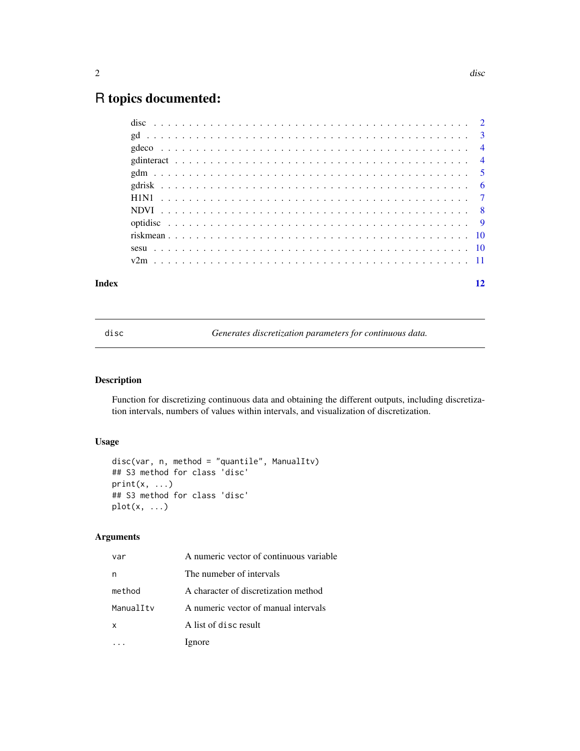# R topics documented:

| | |
|---|---|
| disc | 2 |
| gd | 3 |
| gdeco | 4 |
| gdinteract | 4 |
| gdm | 5 |
| gdrisk | 6 |
| H1N1 | 7 |
| NDVI | 8 |
| optidisc | 9 |
| riskmean | 10 |
| sesu | 10 |
| v2m | 11 |

**Index** **12**

---

disc — *Generates discretization parameters for continuous data.*

---

## Description

Function for discretizing continuous data and obtaining the different outputs, including discretization intervals, numbers of values within intervals, and visualization of discretization.

## Usage

```
disc(var, n, method = "quantile", ManualItv)
## S3 method for class 'disc'
print(x, ...)
## S3 method for class 'disc'
plot(x, ...)
```

## Arguments

| | |
|---|---|
| `var` | A numeric vector of continuous variable |
| `n` | The numeber of intervals |
| `method` | A character of discretization method |
| `ManualItv` | A numeric vector of manual intervals |
| `x` | A list of `disc` result |
| `...` | Ignore |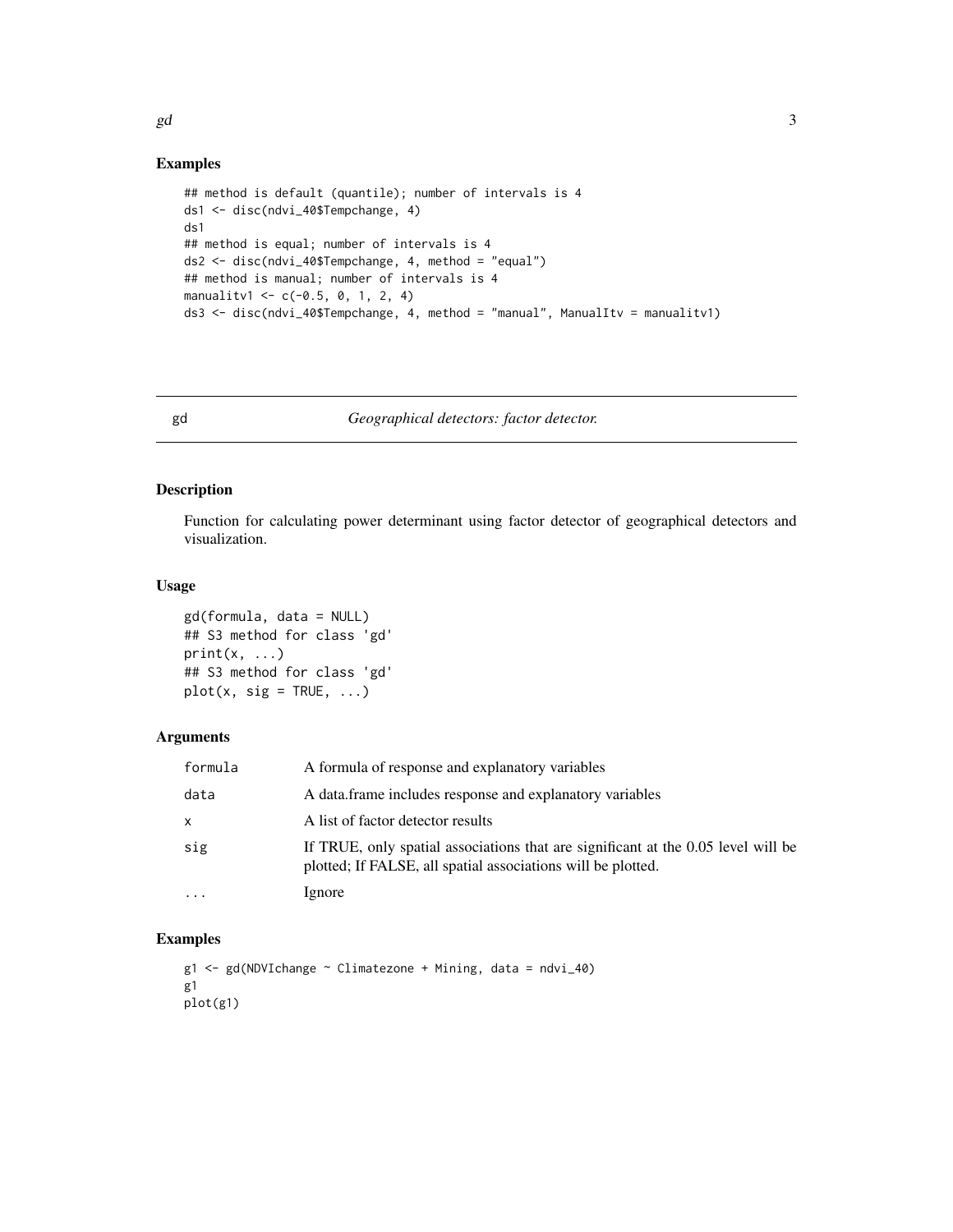## Examples

```
## method is default (quantile); number of intervals is 4
ds1 <- disc(ndvi_40$Tempchange, 4)
ds1
## method is equal; number of intervals is 4
ds2 <- disc(ndvi_40$Tempchange, 4, method = "equal")
## method is manual; number of intervals is 4
manualitv1 <- c(-0.5, 0, 1, 2, 4)
ds3 <- disc(ndvi_40$Tempchange, 4, method = "manual", ManualItv = manualitv1)
```

---

# gd — *Geographical detectors: factor detector.*

## Description

Function for calculating power determinant using factor detector of geographical detectors and visualization.

## Usage

```
gd(formula, data = NULL)
## S3 method for class 'gd'
print(x, ...)
## S3 method for class 'gd'
plot(x, sig = TRUE, ...)
```

## Arguments

| | |
|---|---|
| formula | A formula of response and explanatory variables |
| data | A data.frame includes response and explanatory variables |
| x | A list of factor detector results |
| sig | If TRUE, only spatial associations that are significant at the 0.05 level will be plotted; If FALSE, all spatial associations will be plotted. |
| ... | Ignore |

## Examples

```
g1 <- gd(NDVIchange ~ Climatezone + Mining, data = ndvi_40)
g1
plot(g1)
```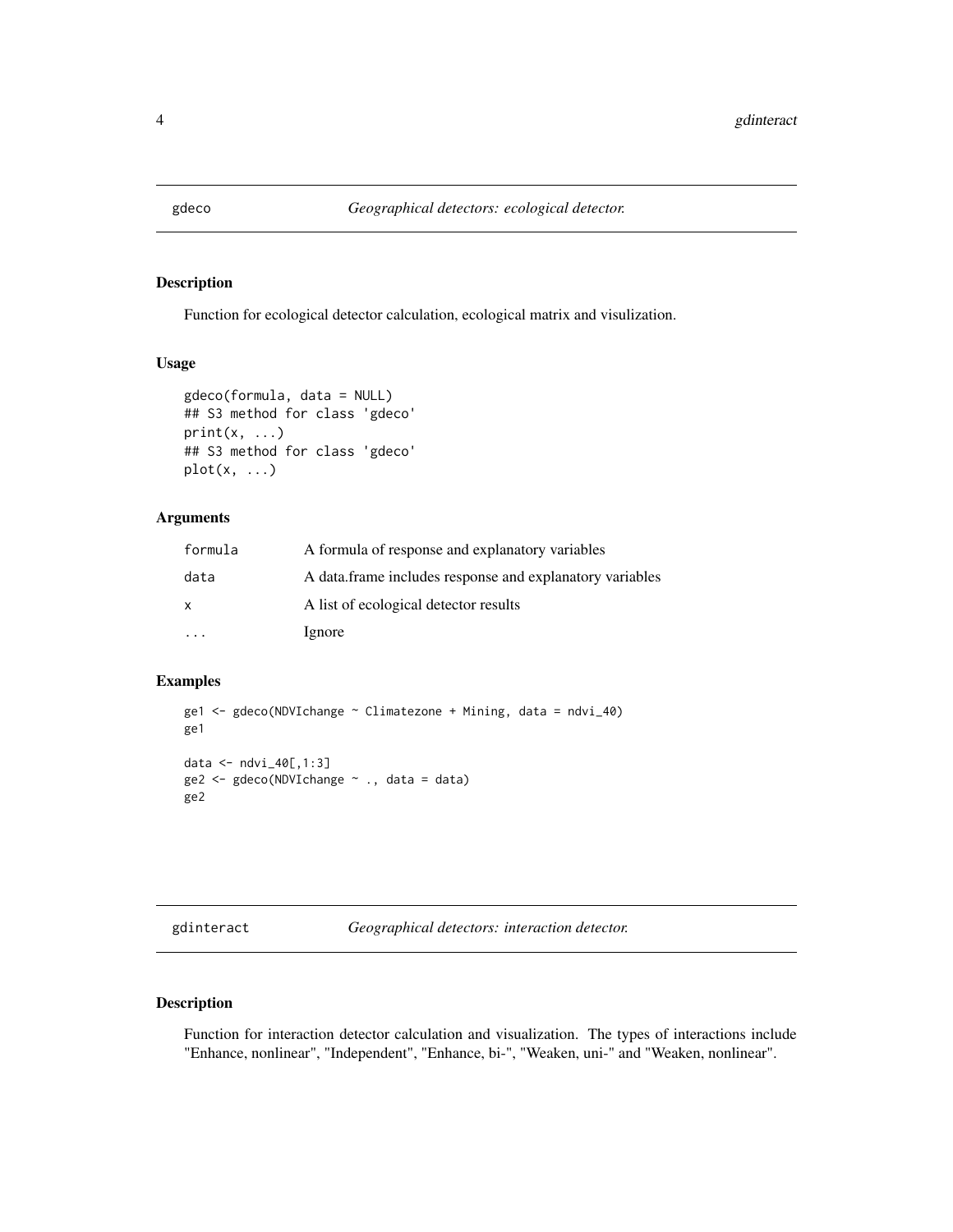## gdeco *Geographical detectors: ecological detector.*

### Description

Function for ecological detector calculation, ecological matrix and visulization.

### Usage

```
gdeco(formula, data = NULL)
## S3 method for class 'gdeco'
print(x, ...)
## S3 method for class 'gdeco'
plot(x, ...)
```

### Arguments

| | |
|---|---|
| `formula` | A formula of response and explanatory variables |
| `data` | A data.frame includes response and explanatory variables |
| `x` | A list of ecological detector results |
| `...` | Ignore |

### Examples

```
ge1 <- gdeco(NDVIchange ~ Climatezone + Mining, data = ndvi_40)
ge1

data <- ndvi_40[,1:3]
ge2 <- gdeco(NDVIchange ~ ., data = data)
ge2
```

## gdinteract *Geographical detectors: interaction detector.*

### Description

Function for interaction detector calculation and visualization. The types of interactions include "Enhance, nonlinear", "Independent", "Enhance, bi-", "Weaken, uni-" and "Weaken, nonlinear".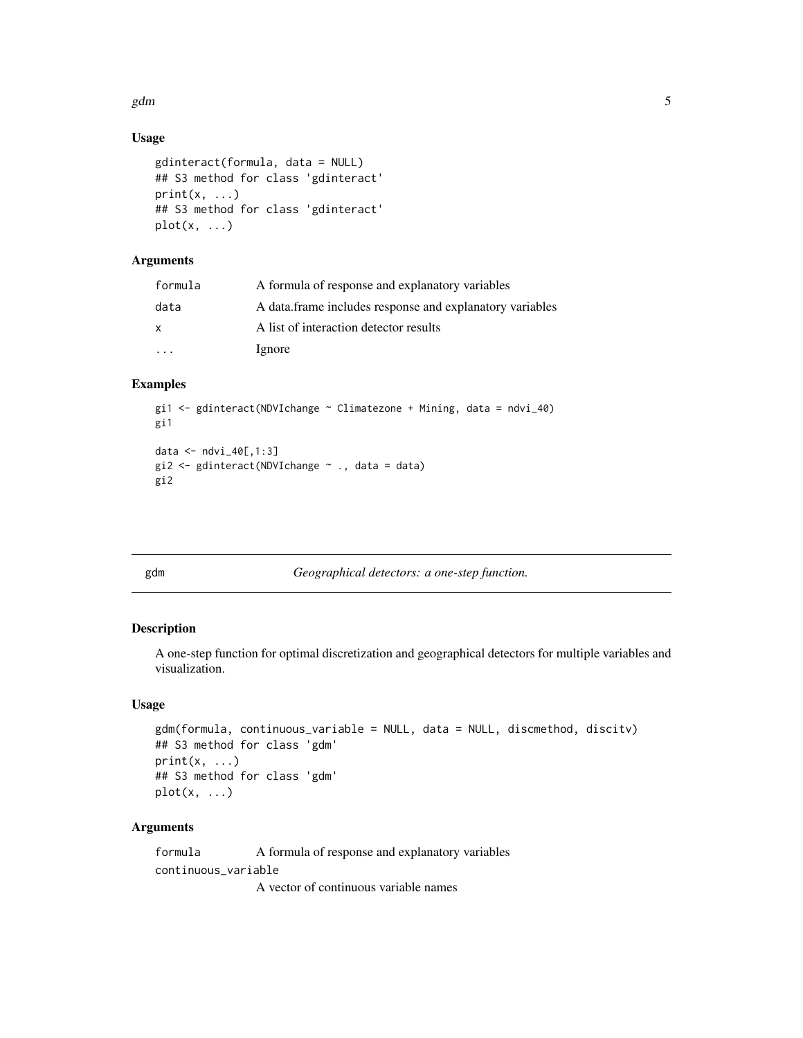## Usage

```
gdinteract(formula, data = NULL)
## S3 method for class 'gdinteract'
print(x, ...)
## S3 method for class 'gdinteract'
plot(x, ...)
```

## Arguments

| | |
|---|---|
| formula | A formula of response and explanatory variables |
| data | A data.frame includes response and explanatory variables |
| x | A list of interaction detector results |
| ... | Ignore |

## Examples

```
gi1 <- gdinteract(NDVIchange ~ Climatezone + Mining, data = ndvi_40)
gi1

data <- ndvi_40[,1:3]
gi2 <- gdinteract(NDVIchange ~ ., data = data)
gi2
```

---

# gdm — *Geographical detectors: a one-step function.*

## Description

A one-step function for optimal discretization and geographical detectors for multiple variables and visualization.

## Usage

```
gdm(formula, continuous_variable = NULL, data = NULL, discmethod, discitv)
## S3 method for class 'gdm'
print(x, ...)
## S3 method for class 'gdm'
plot(x, ...)
```

## Arguments

| | |
|---|---|
| formula | A formula of response and explanatory variables |
| continuous_variable | A vector of continuous variable names |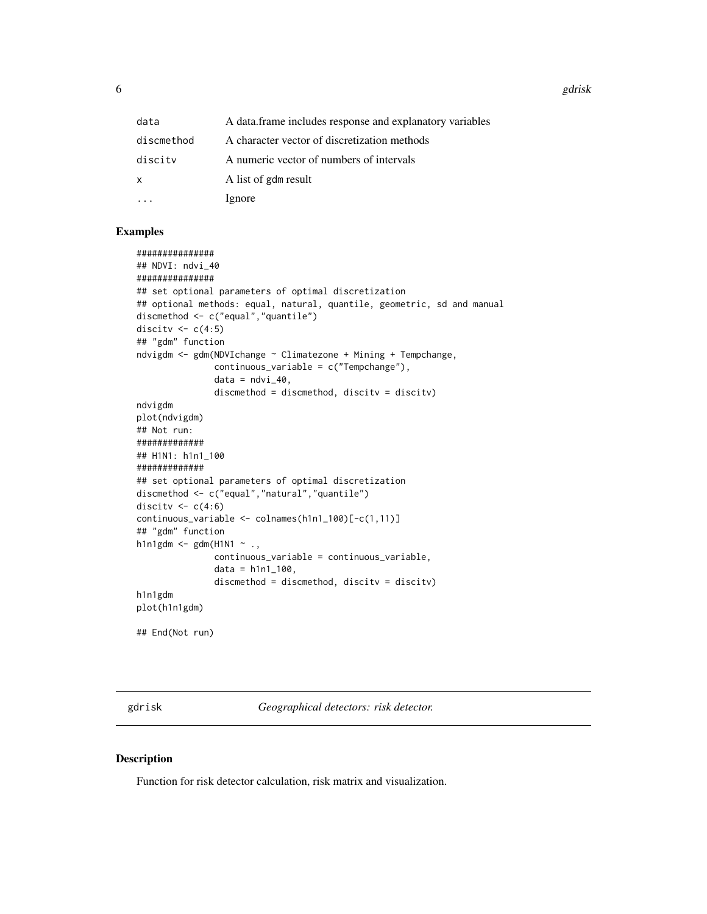| | |
|---|---|
| `data` | A data.frame includes response and explanatory variables |
| `discmethod` | A character vector of discretization methods |
| `discitv` | A numeric vector of numbers of intervals |
| `x` | A list of gdm result |
| `...` | Ignore |

## Examples

```
###############
## NDVI: ndvi_40
###############
## set optional parameters of optimal discretization
## optional methods: equal, natural, quantile, geometric, sd and manual
discmethod <- c("equal","quantile")
discitv <- c(4:5)
## "gdm" function
ndvigdm <- gdm(NDVIchange ~ Climatezone + Mining + Tempchange,
               continuous_variable = c("Tempchange"),
               data = ndvi_40,
               discmethod = discmethod, discitv = discitv)
ndvigdm
plot(ndvigdm)
## Not run:
#############
## H1N1: h1n1_100
#############
## set optional parameters of optimal discretization
discmethod <- c("equal","natural","quantile")
discitv <- c(4:6)
continuous_variable <- colnames(h1n1_100)[-c(1,11)]
## "gdm" function
h1n1gdm <- gdm(H1N1 ~ .,
               continuous_variable = continuous_variable,
               data = h1n1_100,
               discmethod = discmethod, discitv = discitv)
h1n1gdm
plot(h1n1gdm)

## End(Not run)
```

---

## gdrisk — *Geographical detectors: risk detector.*

### Description

Function for risk detector calculation, risk matrix and visualization.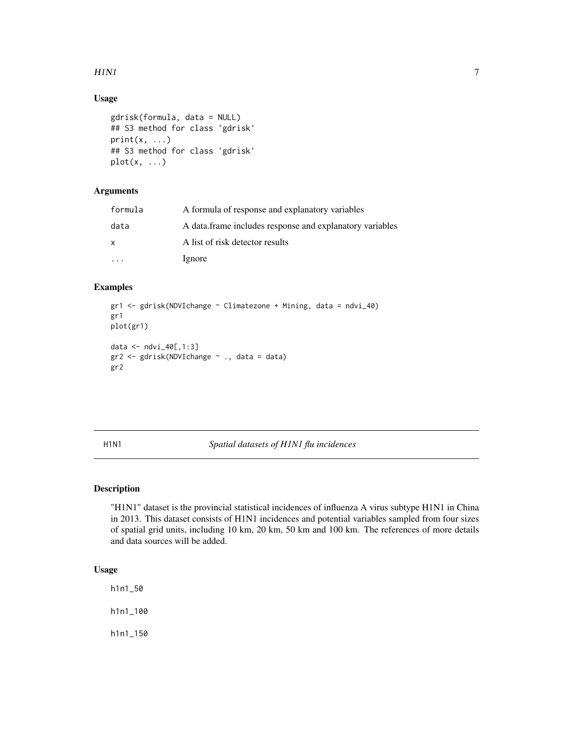## Usage

```
gdrisk(formula, data = NULL)
## S3 method for class 'gdrisk'
print(x, ...)
## S3 method for class 'gdrisk'
plot(x, ...)
```

## Arguments

| | |
|---|---|
| formula | A formula of response and explanatory variables |
| data | A data.frame includes response and explanatory variables |
| x | A list of risk detector results |
| ... | Ignore |

## Examples

```
gr1 <- gdrisk(NDVIchange ~ Climatezone + Mining, data = ndvi_40)
gr1
plot(gr1)

data <- ndvi_40[,1:3]
gr2 <- gdrisk(NDVIchange ~ ., data = data)
gr2
```

---

# H1N1 — *Spatial datasets of H1N1 flu incidences*

## Description

"H1N1" dataset is the provincial statistical incidences of influenza A virus subtype H1N1 in China in 2013. This dataset consists of H1N1 incidences and potential variables sampled from four sizes of spatial grid units, including 10 km, 20 km, 50 km and 100 km. The references of more details and data sources will be added.

## Usage

```
h1n1_50

h1n1_100

h1n1_150
```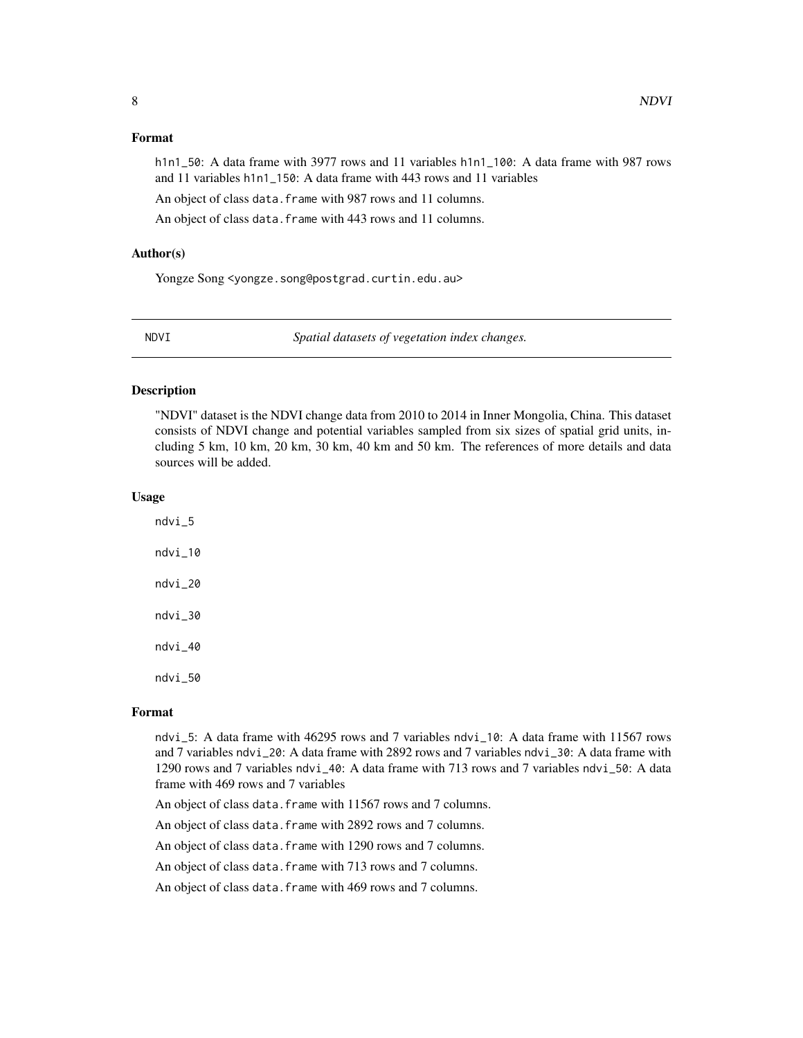### Format

h1n1_50: A data frame with 3977 rows and 11 variables h1n1_100: A data frame with 987 rows and 11 variables h1n1_150: A data frame with 443 rows and 11 variables

An object of class data.frame with 987 rows and 11 columns.

An object of class data.frame with 443 rows and 11 columns.

### Author(s)

Yongze Song <yongze.song@postgrad.curtin.edu.au>

---

## NDVI — *Spatial datasets of vegetation index changes.*

---

### Description

"NDVI" dataset is the NDVI change data from 2010 to 2014 in Inner Mongolia, China. This dataset consists of NDVI change and potential variables sampled from six sizes of spatial grid units, including 5 km, 10 km, 20 km, 30 km, 40 km and 50 km. The references of more details and data sources will be added.

### Usage

```
ndvi_5

ndvi_10

ndvi_20

ndvi_30

ndvi_40

ndvi_50
```

### Format

ndvi_5: A data frame with 46295 rows and 7 variables ndvi_10: A data frame with 11567 rows and 7 variables ndvi_20: A data frame with 2892 rows and 7 variables ndvi_30: A data frame with 1290 rows and 7 variables ndvi_40: A data frame with 713 rows and 7 variables ndvi_50: A data frame with 469 rows and 7 variables

An object of class data.frame with 11567 rows and 7 columns.

An object of class data.frame with 2892 rows and 7 columns.

An object of class data.frame with 1290 rows and 7 columns.

An object of class data.frame with 713 rows and 7 columns.

An object of class data.frame with 469 rows and 7 columns.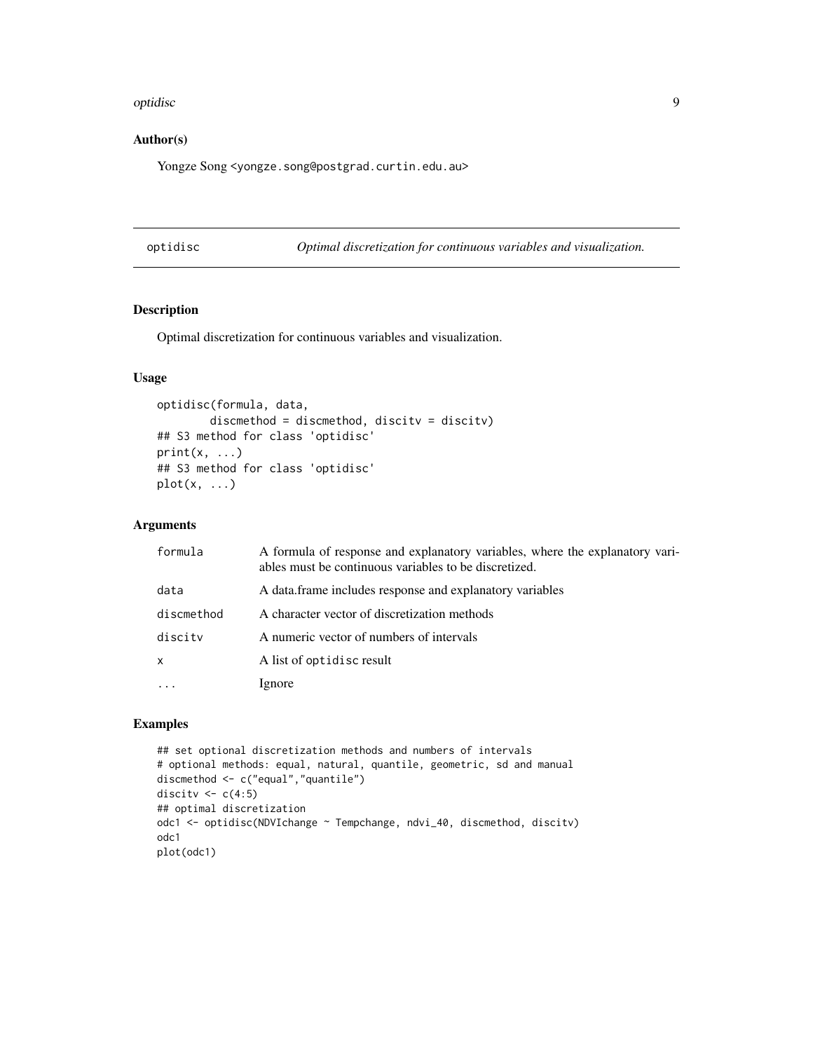## Author(s)

Yongze Song <yongze.song@postgrad.curtin.edu.au>

---

## optidisc — *Optimal discretization for continuous variables and visualization.*

---

### Description

Optimal discretization for continuous variables and visualization.

### Usage

```
optidisc(formula, data,
        discmethod = discmethod, discitv = discitv)
## S3 method for class 'optidisc'
print(x, ...)
## S3 method for class 'optidisc'
plot(x, ...)
```

### Arguments

| | |
|---|---|
| formula | A formula of response and explanatory variables, where the explanatory variables must be continuous variables to be discretized. |
| data | A data.frame includes response and explanatory variables |
| discmethod | A character vector of discretization methods |
| discitv | A numeric vector of numbers of intervals |
| x | A list of optidisc result |
| ... | Ignore |

### Examples

```
## set optional discretization methods and numbers of intervals
# optional methods: equal, natural, quantile, geometric, sd and manual
discmethod <- c("equal","quantile")
discitv <- c(4:5)
## optimal discretization
odc1 <- optidisc(NDVIchange ~ Tempchange, ndvi_40, discmethod, discitv)
odc1
plot(odc1)
```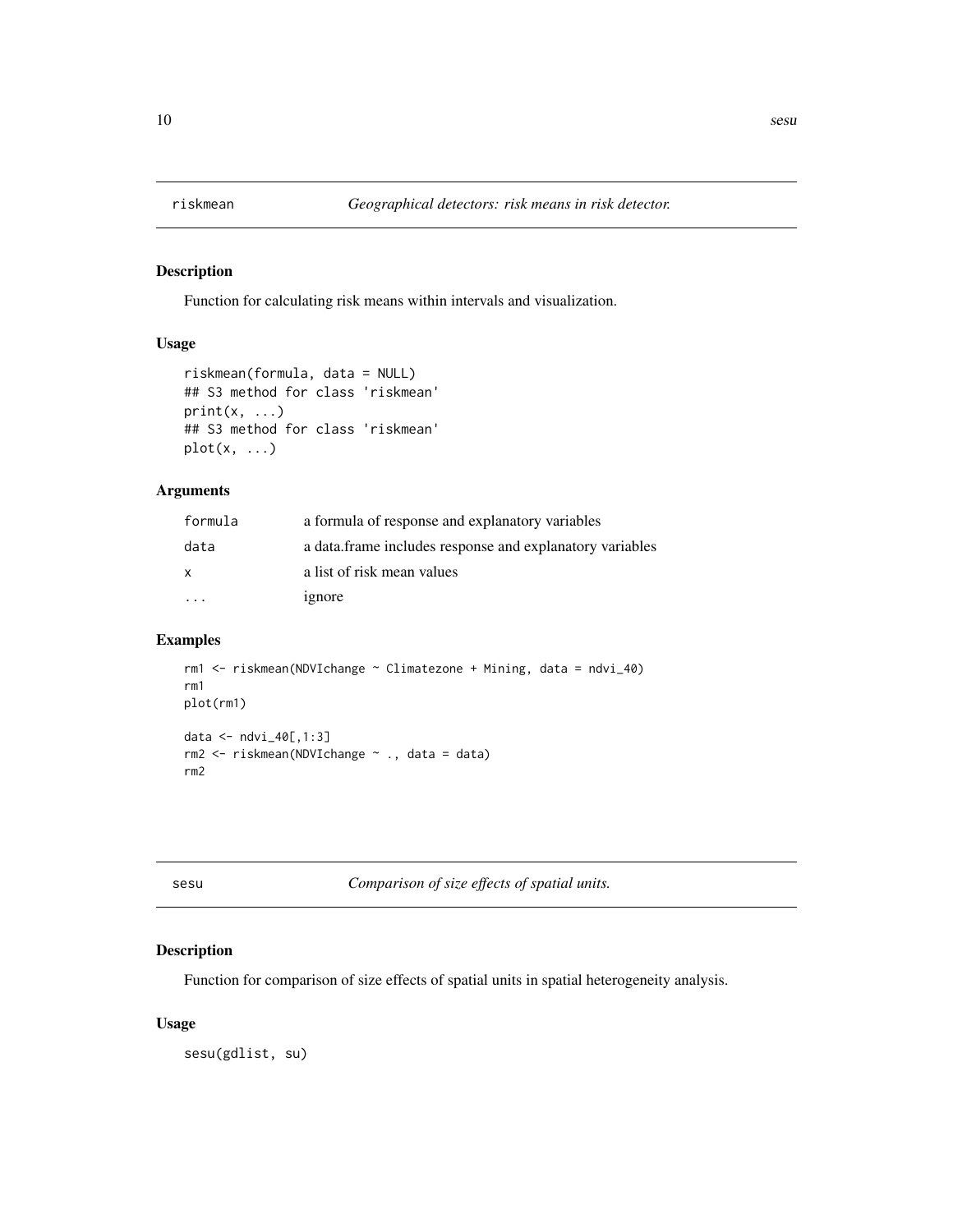## riskmean *Geographical detectors: risk means in risk detector.*

### Description

Function for calculating risk means within intervals and visualization.

### Usage

```
riskmean(formula, data = NULL)
## S3 method for class 'riskmean'
print(x, ...)
## S3 method for class 'riskmean'
plot(x, ...)
```

### Arguments

| | |
|---|---|
| formula | a formula of response and explanatory variables |
| data | a data.frame includes response and explanatory variables |
| x | a list of risk mean values |
| ... | ignore |

### Examples

```
rm1 <- riskmean(NDVIchange ~ Climatezone + Mining, data = ndvi_40)
rm1
plot(rm1)

data <- ndvi_40[,1:3]
rm2 <- riskmean(NDVIchange ~ ., data = data)
rm2
```

## sesu *Comparison of size effects of spatial units.*

### Description

Function for comparison of size effects of spatial units in spatial heterogeneity analysis.

### Usage

```
sesu(gdlist, su)
```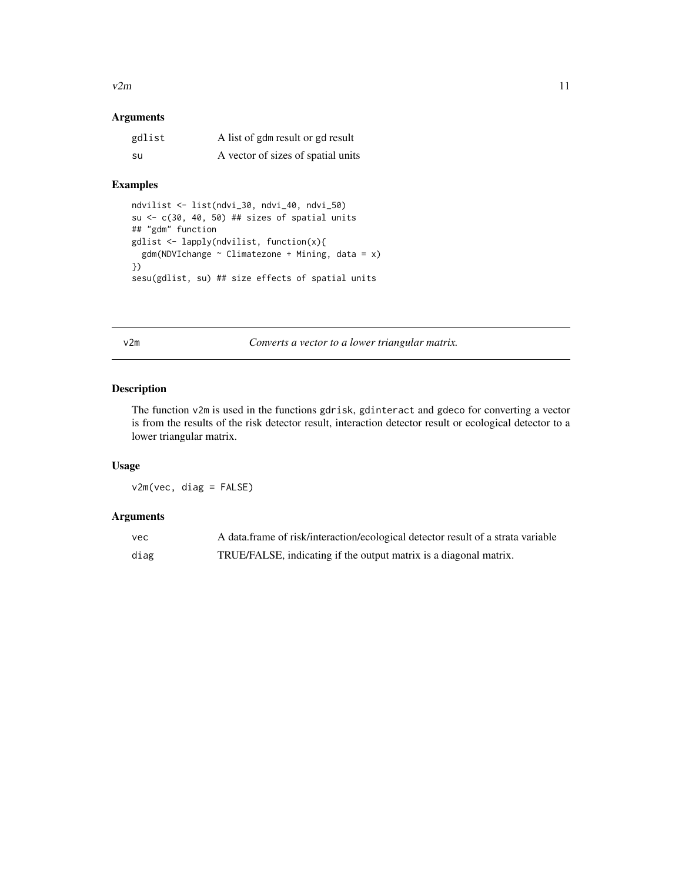### Arguments

| | |
|---|---|
| gdlist | A list of gdm result or gd result |
| su | A vector of sizes of spatial units |

### Examples

```
ndvilist <- list(ndvi_30, ndvi_40, ndvi_50)
su <- c(30, 40, 50) ## sizes of spatial units
## "gdm" function
gdlist <- lapply(ndvilist, function(x){
  gdm(NDVIchange ~ Climatezone + Mining, data = x)
})
sesu(gdlist, su) ## size effects of spatial units
```

---

## v2m — *Converts a vector to a lower triangular matrix.*

---

### Description

The function v2m is used in the functions gdrisk, gdinteract and gdeco for converting a vector is from the results of the risk detector result, interaction detector result or ecological detector to a lower triangular matrix.

### Usage

```
v2m(vec, diag = FALSE)
```

### Arguments

| | |
|---|---|
| vec | A data.frame of risk/interaction/ecological detector result of a strata variable |
| diag | TRUE/FALSE, indicating if the output matrix is a diagonal matrix. |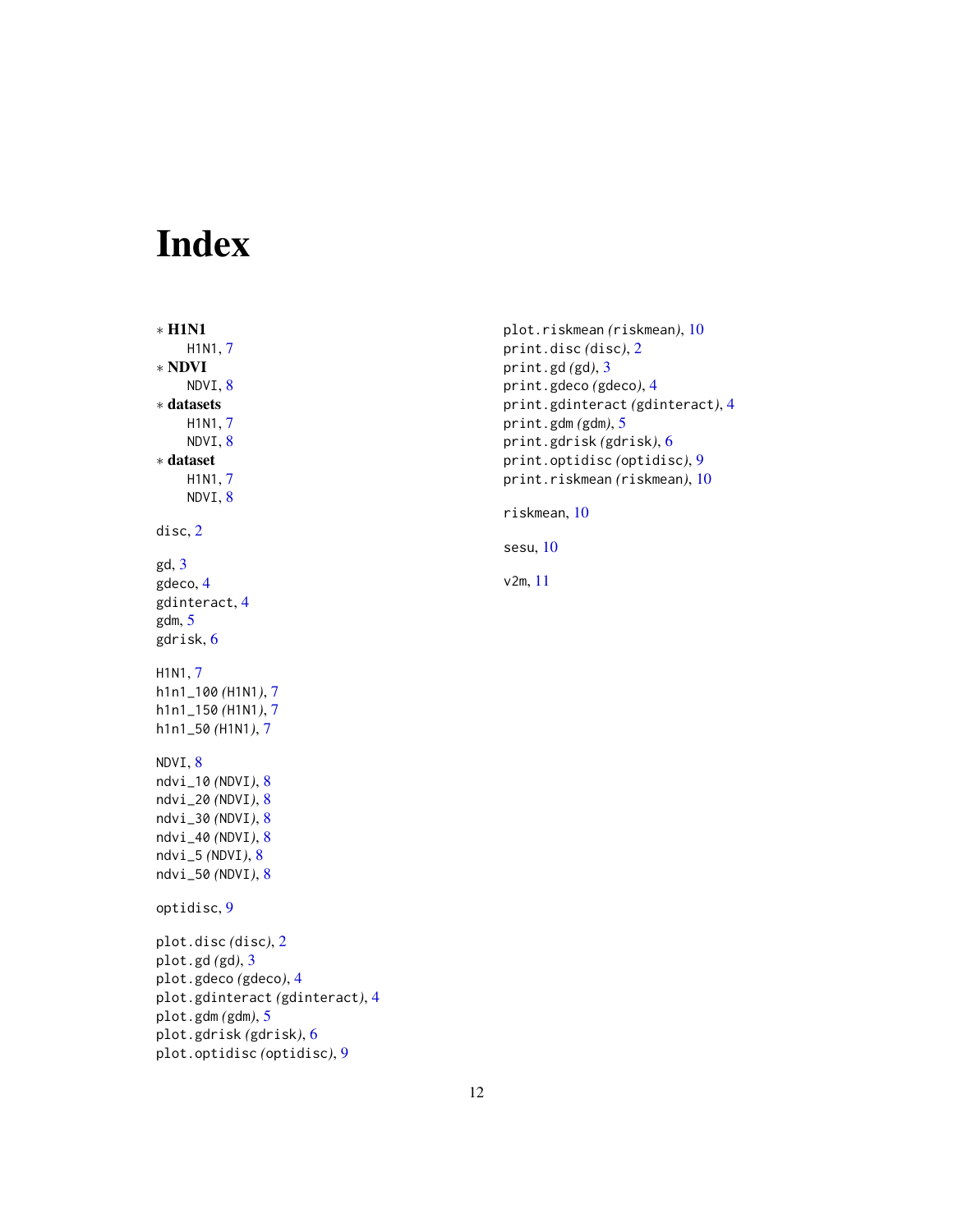# Index

∗ **H1N1**
    H1N1, 7
∗ **NDVI**
    NDVI, 8
∗ **datasets**
    H1N1, 7
    NDVI, 8
∗ **dataset**
    H1N1, 7
    NDVI, 8

disc, 2

gd, 3
gdeco, 4
gdinteract, 4
gdm, 5
gdrisk, 6

H1N1, 7
h1n1_100 *(H1N1)*, 7
h1n1_150 *(H1N1)*, 7
h1n1_50 *(H1N1)*, 7

NDVI, 8
ndvi_10 *(NDVI)*, 8
ndvi_20 *(NDVI)*, 8
ndvi_30 *(NDVI)*, 8
ndvi_40 *(NDVI)*, 8
ndvi_5 *(NDVI)*, 8
ndvi_50 *(NDVI)*, 8

optidisc, 9

plot.disc *(disc)*, 2
plot.gd *(gd)*, 3
plot.gdeco *(gdeco)*, 4
plot.gdinteract *(gdinteract)*, 4
plot.gdm *(gdm)*, 5
plot.gdrisk *(gdrisk)*, 6
plot.optidisc *(optidisc)*, 9
plot.riskmean *(riskmean)*, 10
print.disc *(disc)*, 2
print.gd *(gd)*, 3
print.gdeco *(gdeco)*, 4
print.gdinteract *(gdinteract)*, 4
print.gdm *(gdm)*, 5
print.gdrisk *(gdrisk)*, 6
print.optidisc *(optidisc)*, 9
print.riskmean *(riskmean)*, 10

riskmean, 10

sesu, 10

v2m, 11